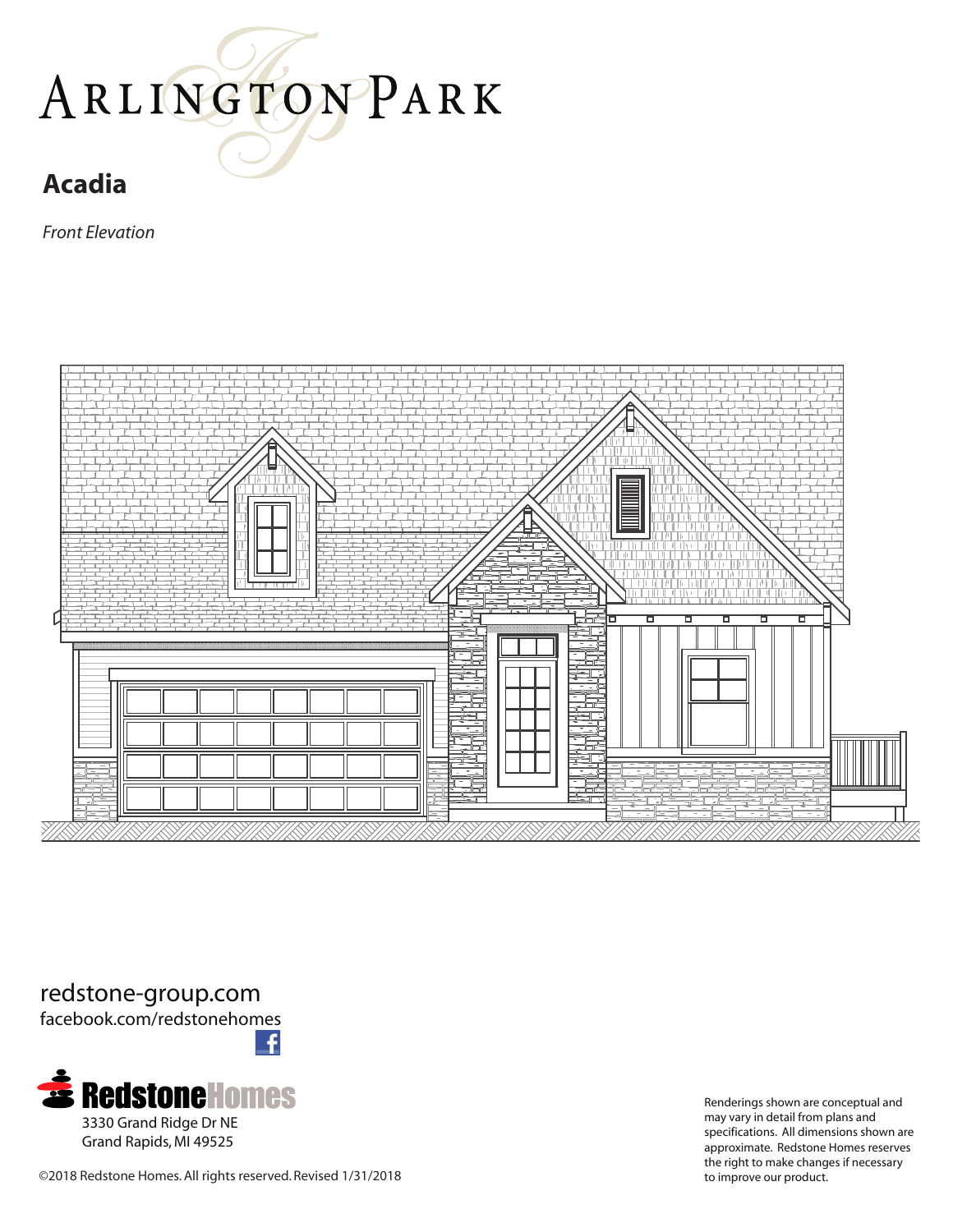# Arlington Park

## Acadia

*Front Elevation*

redstone-group.com
facebook.com/redstonehomes

RedstoneHomes
3330 Grand Ridge Dr NE
Grand Rapids, MI 49525

©2018 Redstone Homes. All rights reserved. Revised 1/31/2018

Renderings shown are conceptual and may vary in detail from plans and specifications. All dimensions shown are approximate. Redstone Homes reserves the right to make changes if necessary to improve our product.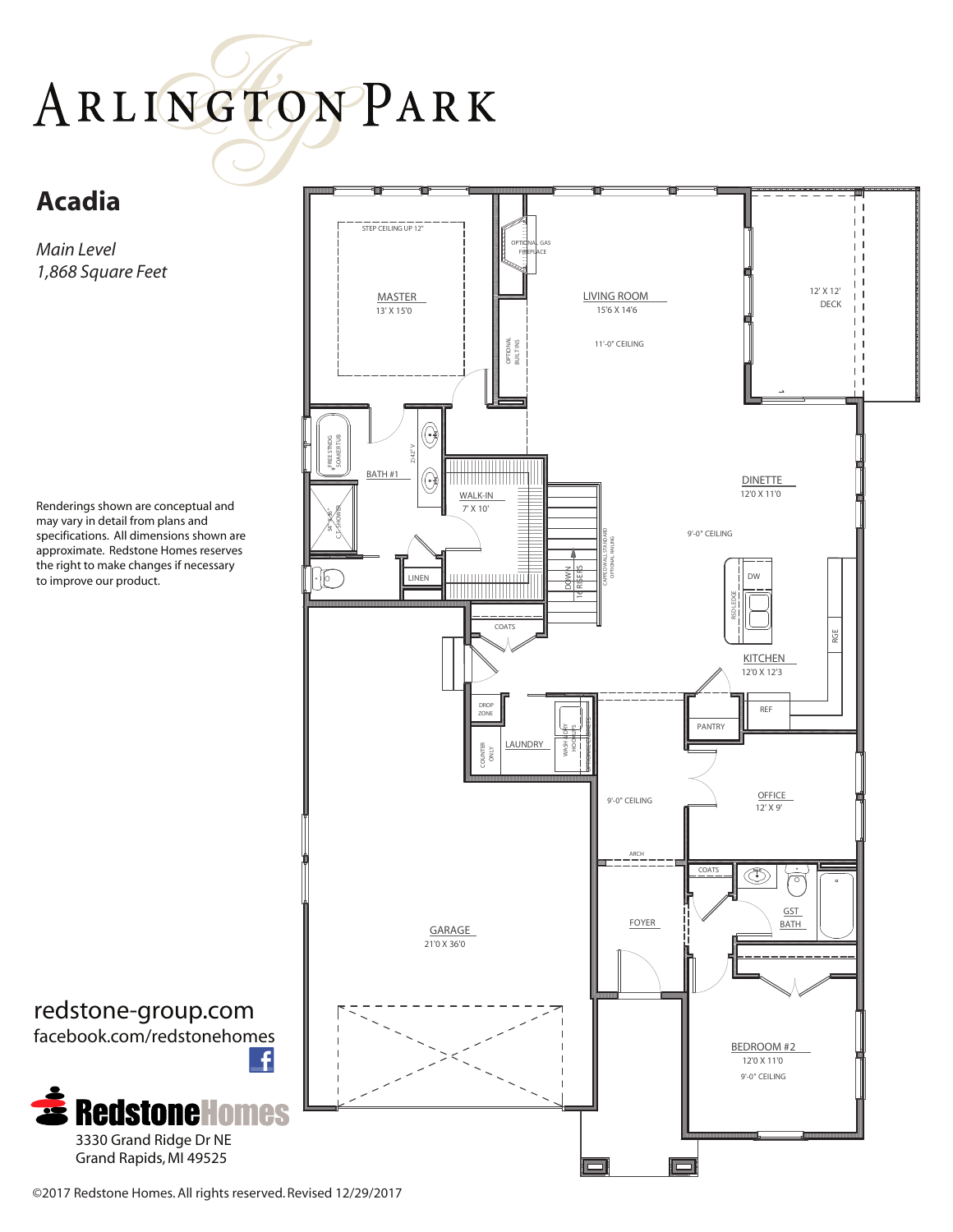# ARLINGTON PARK

## Acadia

*Main Level*
*1,868 Square Feet*

Renderings shown are conceptual and may vary in detail from plans and specifications. All dimensions shown are approximate. Redstone Homes reserves the right to make changes if necessary to improve our product.

STEP CEILING UP 12"

MASTER
13' X 15'0

OPTIONAL GAS FIREPLACE

OPTIONAL BUILT INS

LIVING ROOM
15'6 X 14'6

11'-0" CEILING

12' X 12'
DECK

FREE STNDG SOAKER TUB

BATH #1

54" X 36" CT. SHOWER

LINEN

WALK-IN
7' X 10'

DOWN
16 RISERS

CAPPED WALL STANDARD
OPTIONAL RAILING

DINETTE
12'0 X 11'0

9'-0" CEILING

DW

RSD LEDGE

RGE

KITCHEN
12'0 X 12'3

COATS

DROP ZONE

COUNTER ONLY

LAUNDRY

PANTRY

REF

9'-0" CEILING

OFFICE
12' X 9'

ARCH

COATS

GST BATH

FOYER

GARAGE
21'0 X 36'0

BEDROOM #2
12'0 X 11'0
9'-0" CEILING

redstone-group.com
facebook.com/redstonehomes

Redstone Homes
3330 Grand Ridge Dr NE
Grand Rapids, MI 49525

©2017 Redstone Homes. All rights reserved. Revised 12/29/2017